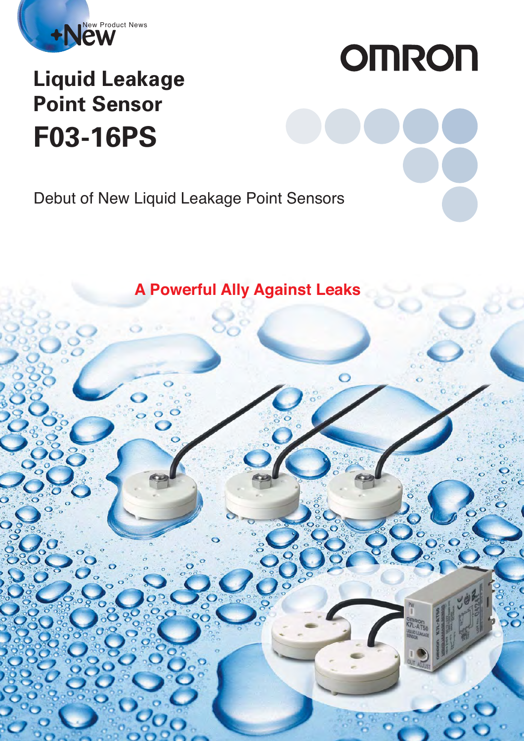+New New Product News

OMRON

# Liquid Leakage Point Sensor

# F03-16PS

Debut of New Liquid Leakage Point Sensors

**A Powerful Ally Against Leaks**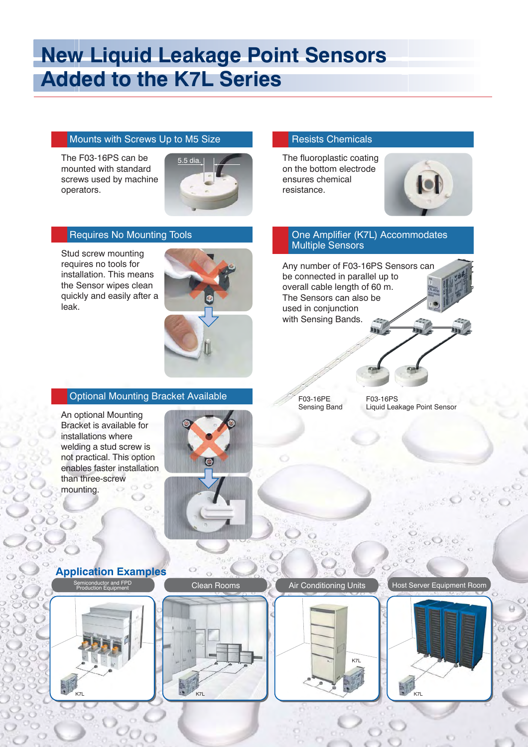# New Liquid Leakage Point Sensors Added to the K7L Series

## Mounts with Screws Up to M5 Size

The F03-16PS can be mounted with standard screws used by machine operators.

5.5 dia.

## Resists Chemicals

The fluoroplastic coating on the bottom electrode ensures chemical resistance.

## Requires No Mounting Tools

Stud screw mounting requires no tools for installation. This means the Sensor wipes clean quickly and easily after a leak.

## One Amplifier (K7L) Accommodates Multiple Sensors

Any number of F03-16PS Sensors can be connected in parallel up to overall cable length of 60 m. The Sensors can also be used in conjunction with Sensing Bands.

F03-16PE Sensing Band

F03-16PS Liquid Leakage Point Sensor

## Optional Mounting Bracket Available

An optional Mounting Bracket is available for installations where welding a stud screw is not practical. This option enables faster installation than three-screw mounting.

## Application Examples

- Semiconductor and FPD Production Equipment (K7L)
- Clean Rooms (K7L)
- Air Conditioning Units (K7L)
- Host Server Equipment Room (K7L)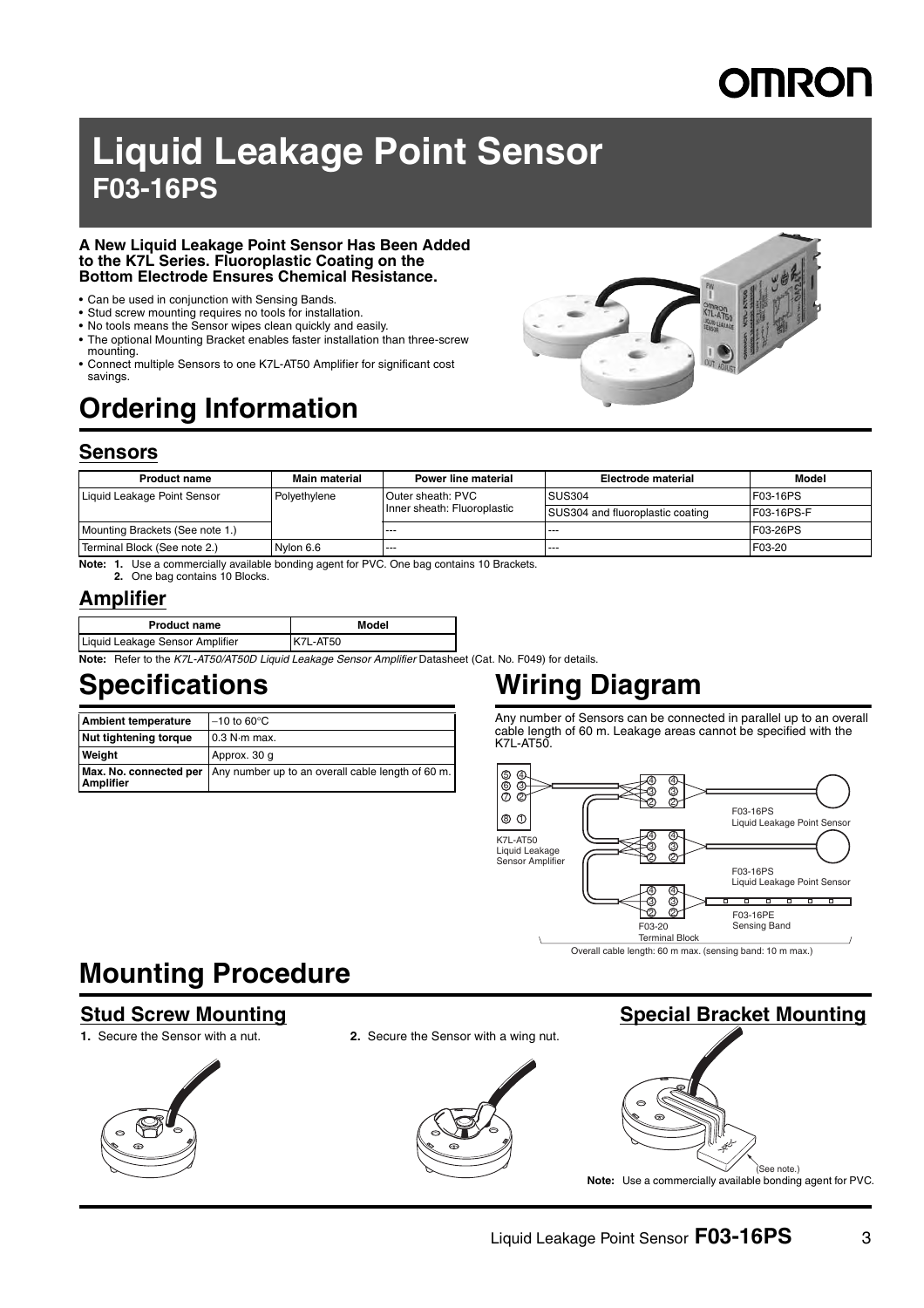# Liquid Leakage Point Sensor
## F03-16PS

**A New Liquid Leakage Point Sensor Has Been Added to the K7L Series. Fluoroplastic Coating on the Bottom Electrode Ensures Chemical Resistance.**

- Can be used in conjunction with Sensing Bands.
- Stud screw mounting requires no tools for installation.
- No tools means the Sensor wipes clean quickly and easily.
- The optional Mounting Bracket enables faster installation than three-screw mounting.
- Connect multiple Sensors to one K7L-AT50 Amplifier for significant cost savings.

# Ordering Information

## Sensors

| Product name | Main material | Power line material | Electrode material | Model |
|---|---|---|---|---|
| Liquid Leakage Point Sensor | Polyethylene | Outer sheath: PVC<br>Inner sheath: Fluoroplastic | SUS304 | F03-16PS |
| | | | SUS304 and fluoroplastic coating | F03-16PS-F |
| Mounting Brackets (See note 1.) | | --- | --- | F03-26PS |
| Terminal Block (See note 2.) | Nylon 6.6 | --- | --- | F03-20 |

**Note: 1.** Use a commercially available bonding agent for PVC. One bag contains 10 Brackets.
**2.** One bag contains 10 Blocks.

## Amplifier

| Product name | Model |
|---|---|
| Liquid Leakage Sensor Amplifier | K7L-AT50 |

**Note:** Refer to the *K7L-AT50/AT50D Liquid Leakage Sensor Amplifier* Datasheet (Cat. No. F049) for details.

# Specifications

| | |
|---|---|
| **Ambient temperature** | −10 to 60°C |
| **Nut tightening torque** | 0.3 N·m max. |
| **Weight** | Approx. 30 g |
| **Max. No. connected per Amplifier** | Any number up to an overall cable length of 60 m. |

# Wiring Diagram

Any number of Sensors can be connected in parallel up to an overall cable length of 60 m. Leakage areas cannot be specified with the K7L-AT50.

K7L-AT50 Liquid Leakage Sensor Amplifier

F03-16PS Liquid Leakage Point Sensor

F03-16PS Liquid Leakage Point Sensor

F03-16PE Sensing Band

F03-20 Terminal Block

Overall cable length: 60 m max. (sensing band: 10 m max.)

# Mounting Procedure

## Stud Screw Mounting

1. Secure the Sensor with a nut.
2. Secure the Sensor with a wing nut.

## Special Bracket Mounting

(See note.)

**Note:** Use a commercially available bonding agent for PVC.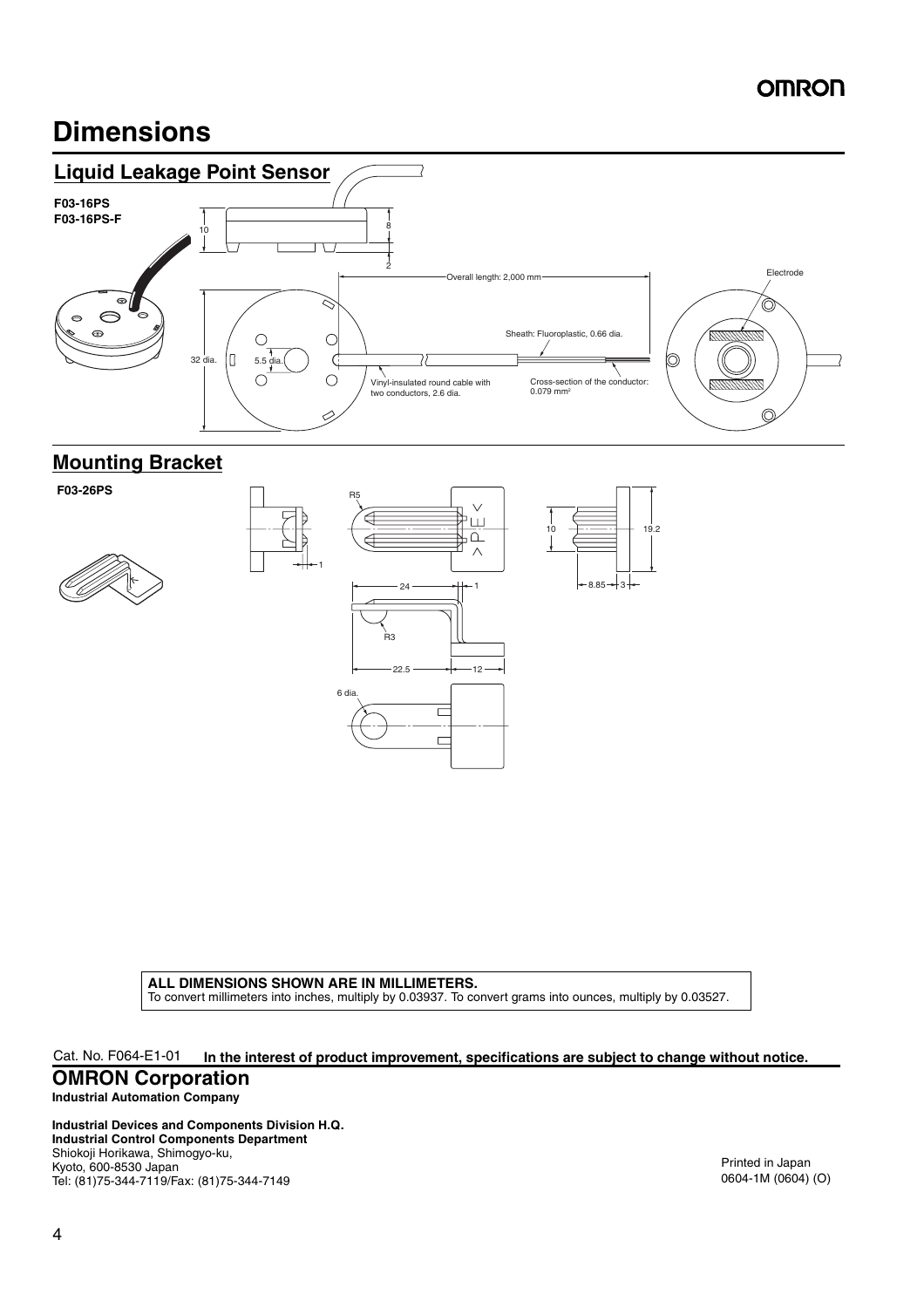# Dimensions

## Liquid Leakage Point Sensor

**F03-16PS**
**F03-16PS-F**

10

8

2

Overall length: 2,000 mm

Electrode

32 dia.

5.5 dia.

Sheath: Fluoroplastic, 0.66 dia.

Vinyl-insulated round cable with two conductors, 2.6 dia.

Cross-section of the conductor: 0.079 mm²

## Mounting Bracket

**F03-26PS**

R5

1

24

1

10

19.2

8.85

3

R3

22.5

12

6 dia.

**ALL DIMENSIONS SHOWN ARE IN MILLIMETERS.**
To convert millimeters into inches, multiply by 0.03937. To convert grams into ounces, multiply by 0.03527.

Cat. No. F064-E1-01 **In the interest of product improvement, specifications are subject to change without notice.**

**OMRON Corporation**
**Industrial Automation Company**

**Industrial Devices and Components Division H.Q.**
**Industrial Control Components Department**
Shiokoji Horikawa, Shimogyo-ku,
Kyoto, 600-8530 Japan
Tel: (81)75-344-7119/Fax: (81)75-344-7149

Printed in Japan
0604-1M (0604) (O)